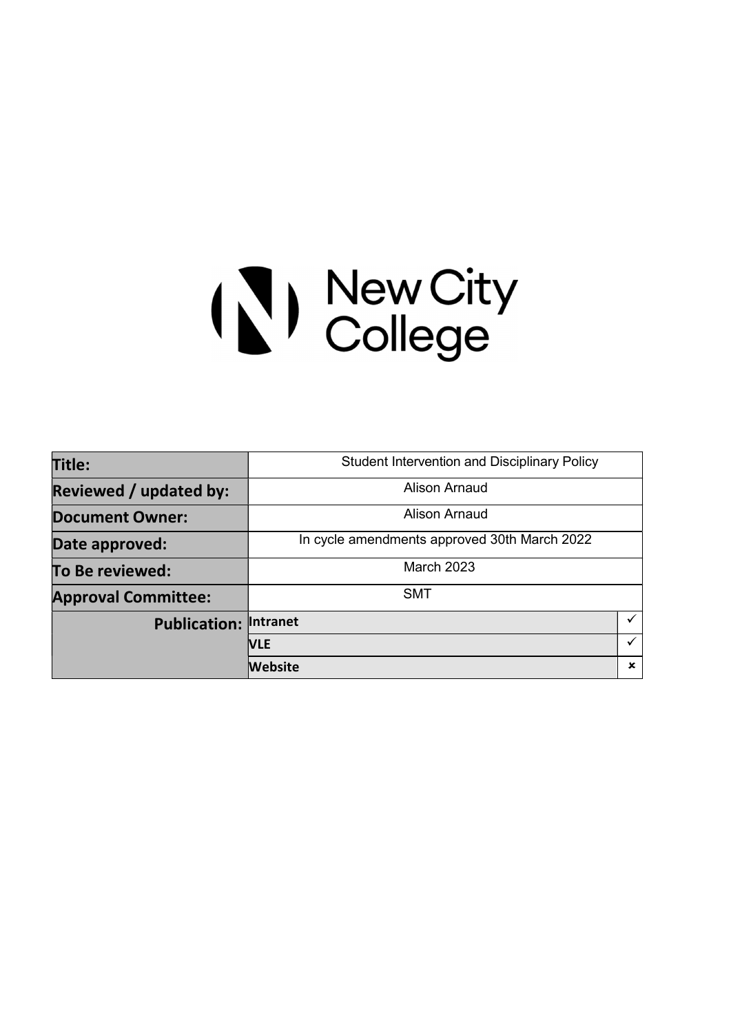New City College

| Title: | Student Intervention and Disciplinary Policy | |
|---|---|---|
| Reviewed / updated by: | Alison Arnaud | |
| Document Owner: | Alison Arnaud | |
| Date approved: | In cycle amendments approved 30th March 2022 | |
| To Be reviewed: | March 2023 | |
| Approval Committee: | SMT | |
| Publication: | Intranet | ✓ |
| | VLE | ✓ |
| | Website | ✗ |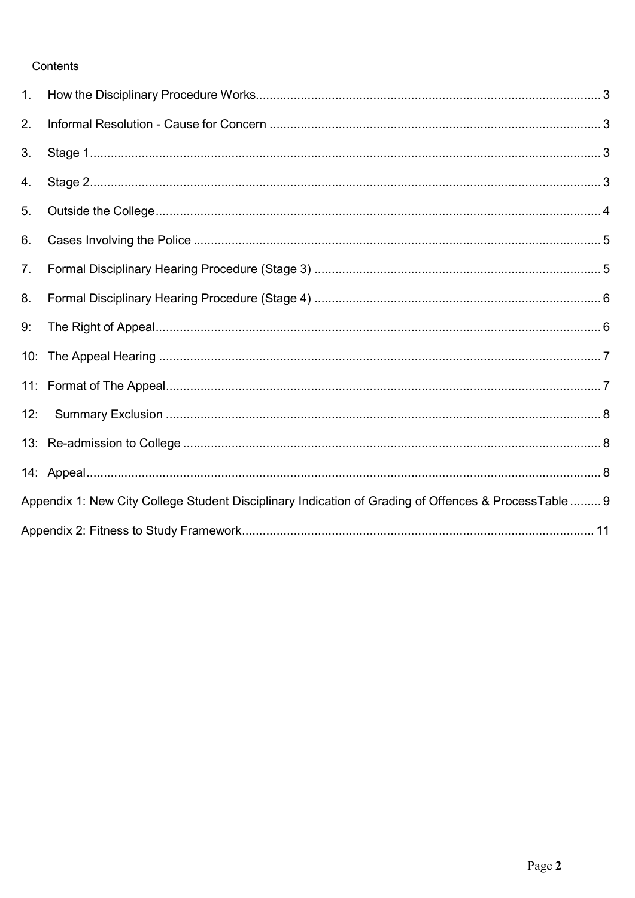Contents

1. How the Disciplinary Procedure Works ... 3
2. Informal Resolution - Cause for Concern ... 3
3. Stage 1 ... 3
4. Stage 2 ... 3
5. Outside the College ... 4
6. Cases Involving the Police ... 5
7. Formal Disciplinary Hearing Procedure (Stage 3) ... 5
8. Formal Disciplinary Hearing Procedure (Stage 4) ... 6

9: The Right of Appeal ... 6

10: The Appeal Hearing ... 7

11: Format of The Appeal ... 7

12: Summary Exclusion ... 8

13: Re-admission to College ... 8

14: Appeal ... 8

Appendix 1: New City College Student Disciplinary Indication of Grading of Offences & ProcessTable ... 9

Appendix 2: Fitness to Study Framework ... 11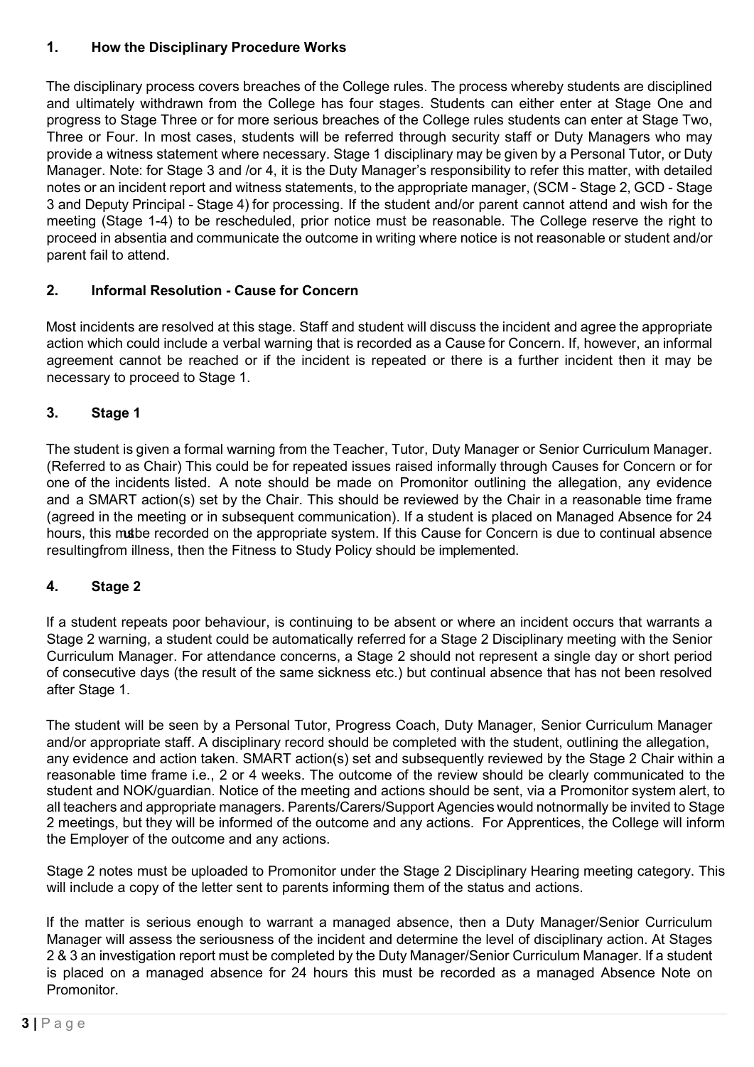## 1. How the Disciplinary Procedure Works

The disciplinary process covers breaches of the College rules. The process whereby students are disciplined and ultimately withdrawn from the College has four stages. Students can either enter at Stage One and progress to Stage Three or for more serious breaches of the College rules students can enter at Stage Two, Three or Four. In most cases, students will be referred through security staff or Duty Managers who may provide a witness statement where necessary. Stage 1 disciplinary may be given by a Personal Tutor, or Duty Manager. Note: for Stage 3 and /or 4, it is the Duty Manager's responsibility to refer this matter, with detailed notes or an incident report and witness statements, to the appropriate manager, (SCM - Stage 2, GCD - Stage 3 and Deputy Principal - Stage 4) for processing. If the student and/or parent cannot attend and wish for the meeting (Stage 1-4) to be rescheduled, prior notice must be reasonable. The College reserve the right to proceed in absentia and communicate the outcome in writing where notice is not reasonable or student and/or parent fail to attend.

## 2. Informal Resolution - Cause for Concern

Most incidents are resolved at this stage. Staff and student will discuss the incident and agree the appropriate action which could include a verbal warning that is recorded as a Cause for Concern. If, however, an informal agreement cannot be reached or if the incident is repeated or there is a further incident then it may be necessary to proceed to Stage 1.

## 3. Stage 1

The student is given a formal warning from the Teacher, Tutor, Duty Manager or Senior Curriculum Manager. (Referred to as Chair) This could be for repeated issues raised informally through Causes for Concern or for one of the incidents listed. A note should be made on Promonitor outlining the allegation, any evidence and a SMART action(s) set by the Chair. This should be reviewed by the Chair in a reasonable time frame (agreed in the meeting or in subsequent communication). If a student is placed on Managed Absence for 24 hours, this must be recorded on the appropriate system. If this Cause for Concern is due to continual absence resulting from illness, then the Fitness to Study Policy should be implemented.

## 4. Stage 2

If a student repeats poor behaviour, is continuing to be absent or where an incident occurs that warrants a Stage 2 warning, a student could be automatically referred for a Stage 2 Disciplinary meeting with the Senior Curriculum Manager. For attendance concerns, a Stage 2 should not represent a single day or short period of consecutive days (the result of the same sickness etc.) but continual absence that has not been resolved after Stage 1.

The student will be seen by a Personal Tutor, Progress Coach, Duty Manager, Senior Curriculum Manager and/or appropriate staff. A disciplinary record should be completed with the student, outlining the allegation, any evidence and action taken. SMART action(s) set and subsequently reviewed by the Stage 2 Chair within a reasonable time frame i.e., 2 or 4 weeks. The outcome of the review should be clearly communicated to the student and NOK/guardian. Notice of the meeting and actions should be sent, via a Promonitor system alert, to all teachers and appropriate managers. Parents/Carers/Support Agencies would not normally be invited to Stage 2 meetings, but they will be informed of the outcome and any actions. For Apprentices, the College will inform the Employer of the outcome and any actions.

Stage 2 notes must be uploaded to Promonitor under the Stage 2 Disciplinary Hearing meeting category. This will include a copy of the letter sent to parents informing them of the status and actions.

If the matter is serious enough to warrant a managed absence, then a Duty Manager/Senior Curriculum Manager will assess the seriousness of the incident and determine the level of disciplinary action. At Stages 2 & 3 an investigation report must be completed by the Duty Manager/Senior Curriculum Manager. If a student is placed on a managed absence for 24 hours this must be recorded as a managed Absence Note on Promonitor.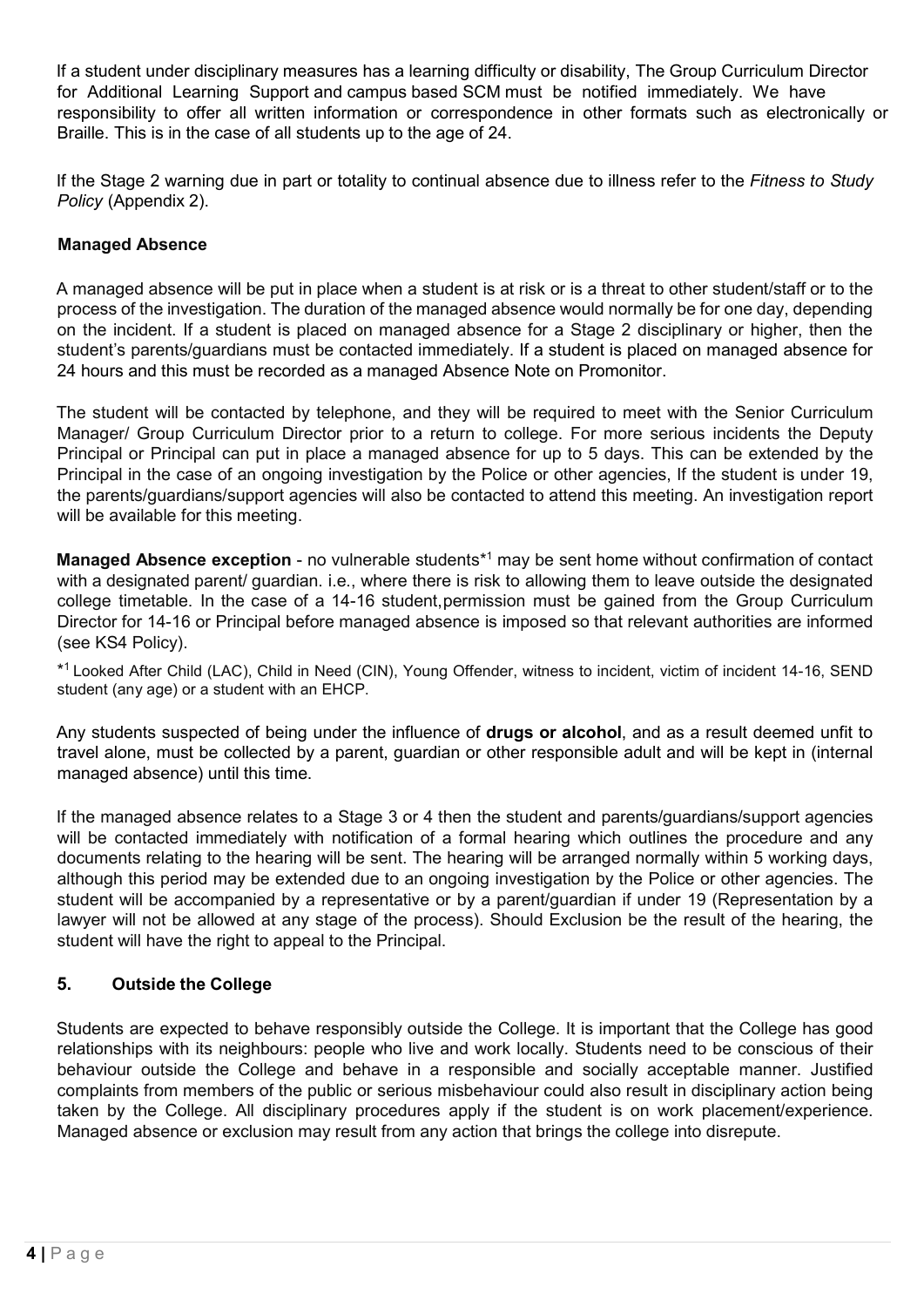If a student under disciplinary measures has a learning difficulty or disability, The Group Curriculum Director for Additional Learning Support and campus based SCM must be notified immediately. We have responsibility to offer all written information or correspondence in other formats such as electronically or Braille. This is in the case of all students up to the age of 24.

If the Stage 2 warning due in part or totality to continual absence due to illness refer to the *Fitness to Study Policy* (Appendix 2).

**Managed Absence**

A managed absence will be put in place when a student is at risk or is a threat to other student/staff or to the process of the investigation. The duration of the managed absence would normally be for one day, depending on the incident. If a student is placed on managed absence for a Stage 2 disciplinary or higher, then the student's parents/guardians must be contacted immediately. If a student is placed on managed absence for 24 hours and this must be recorded as a managed Absence Note on Promonitor.

The student will be contacted by telephone, and they will be required to meet with the Senior Curriculum Manager/ Group Curriculum Director prior to a return to college. For more serious incidents the Deputy Principal or Principal can put in place a managed absence for up to 5 days. This can be extended by the Principal in the case of an ongoing investigation by the Police or other agencies, If the student is under 19, the parents/guardians/support agencies will also be contacted to attend this meeting. An investigation report will be available for this meeting.

**Managed Absence exception** - no vulnerable students*[1] may be sent home without confirmation of contact with a designated parent/ guardian. i.e., where there is risk to allowing them to leave outside the designated college timetable. In the case of a 14-16 student, permission must be gained from the Group Curriculum Director for 14-16 or Principal before managed absence is imposed so that relevant authorities are informed (see KS4 Policy).

*[1] Looked After Child (LAC), Child in Need (CIN), Young Offender, witness to incident, victim of incident 14-16, SEND student (any age) or a student with an EHCP.

Any students suspected of being under the influence of **drugs or alcohol**, and as a result deemed unfit to travel alone, must be collected by a parent, guardian or other responsible adult and will be kept in (internal managed absence) until this time.

If the managed absence relates to a Stage 3 or 4 then the student and parents/guardians/support agencies will be contacted immediately with notification of a formal hearing which outlines the procedure and any documents relating to the hearing will be sent. The hearing will be arranged normally within 5 working days, although this period may be extended due to an ongoing investigation by the Police or other agencies. The student will be accompanied by a representative or by a parent/guardian if under 19 (Representation by a lawyer will not be allowed at any stage of the process). Should Exclusion be the result of the hearing, the student will have the right to appeal to the Principal.

## 5. Outside the College

Students are expected to behave responsibly outside the College. It is important that the College has good relationships with its neighbours: people who live and work locally. Students need to be conscious of their behaviour outside the College and behave in a responsible and socially acceptable manner. Justified complaints from members of the public or serious misbehaviour could also result in disciplinary action being taken by the College. All disciplinary procedures apply if the student is on work placement/experience. Managed absence or exclusion may result from any action that brings the college into disrepute.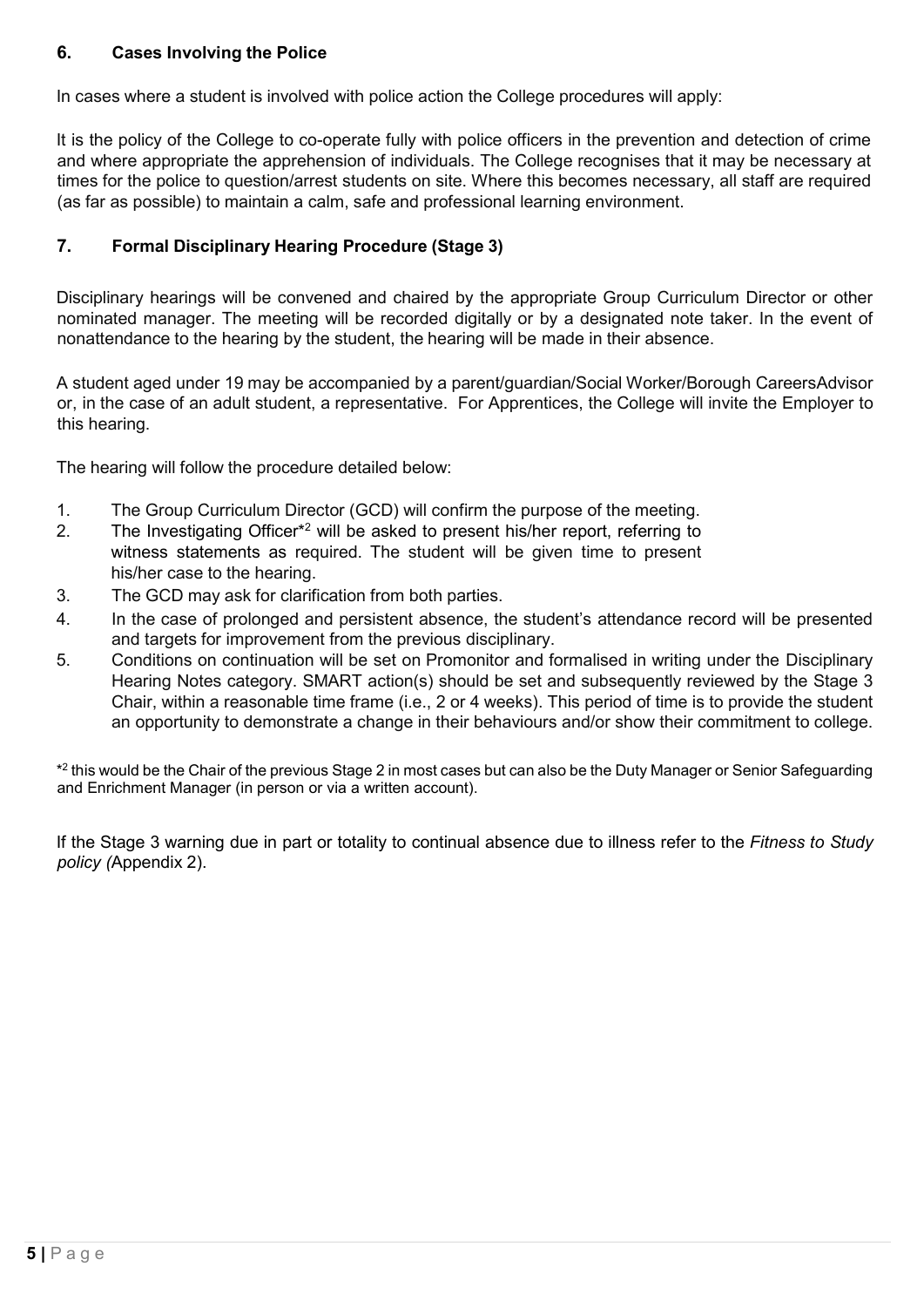## 6. Cases Involving the Police

In cases where a student is involved with police action the College procedures will apply:

It is the policy of the College to co-operate fully with police officers in the prevention and detection of crime and where appropriate the apprehension of individuals. The College recognises that it may be necessary at times for the police to question/arrest students on site. Where this becomes necessary, all staff are required (as far as possible) to maintain a calm, safe and professional learning environment.

## 7. Formal Disciplinary Hearing Procedure (Stage 3)

Disciplinary hearings will be convened and chaired by the appropriate Group Curriculum Director or other nominated manager. The meeting will be recorded digitally or by a designated note taker. In the event of nonattendance to the hearing by the student, the hearing will be made in their absence.

A student aged under 19 may be accompanied by a parent/guardian/Social Worker/Borough CareersAdvisor or, in the case of an adult student, a representative. For Apprentices, the College will invite the Employer to this hearing.

The hearing will follow the procedure detailed below:

1. The Group Curriculum Director (GCD) will confirm the purpose of the meeting.
2. The Investigating Officer*[2] will be asked to present his/her report, referring to witness statements as required. The student will be given time to present his/her case to the hearing.
3. The GCD may ask for clarification from both parties.
4. In the case of prolonged and persistent absence, the student's attendance record will be presented and targets for improvement from the previous disciplinary.
5. Conditions on continuation will be set on Promonitor and formalised in writing under the Disciplinary Hearing Notes category. SMART action(s) should be set and subsequently reviewed by the Stage 3 Chair, within a reasonable time frame (i.e., 2 or 4 weeks). This period of time is to provide the student an opportunity to demonstrate a change in their behaviours and/or show their commitment to college.

*[2] this would be the Chair of the previous Stage 2 in most cases but can also be the Duty Manager or Senior Safeguarding and Enrichment Manager (in person or via a written account).

If the Stage 3 warning due in part or totality to continual absence due to illness refer to the *Fitness to Study policy (*Appendix 2).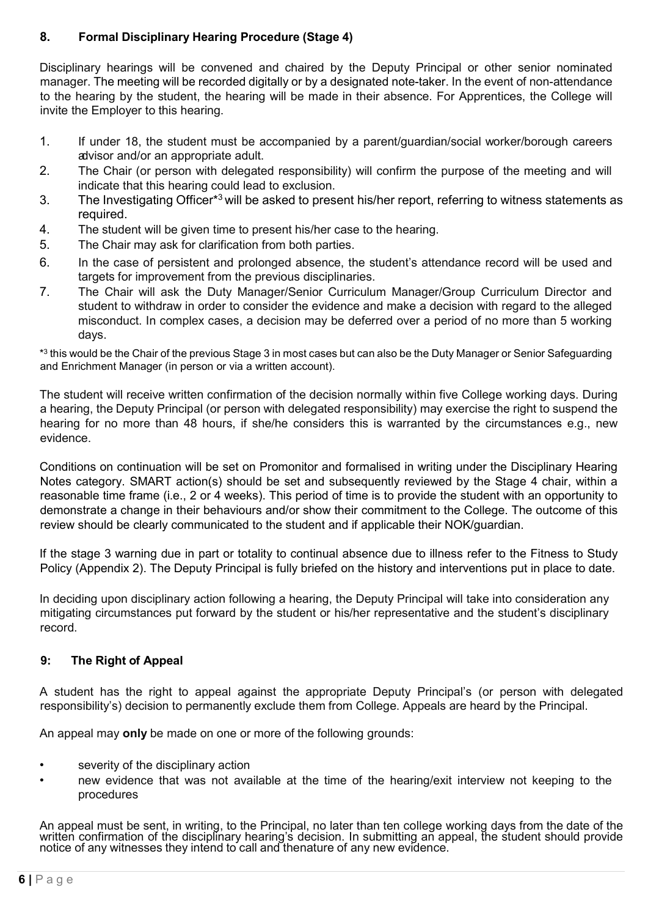## 8. Formal Disciplinary Hearing Procedure (Stage 4)

Disciplinary hearings will be convened and chaired by the Deputy Principal or other senior nominated manager. The meeting will be recorded digitally or by a designated note-taker. In the event of non-attendance to the hearing by the student, the hearing will be made in their absence. For Apprentices, the College will invite the Employer to this hearing.

1. If under 18, the student must be accompanied by a parent/guardian/social worker/borough careers advisor and/or an appropriate adult.
2. The Chair (or person with delegated responsibility) will confirm the purpose of the meeting and will indicate that this hearing could lead to exclusion.
3. The Investigating Officer*[3] will be asked to present his/her report, referring to witness statements as required.
4. The student will be given time to present his/her case to the hearing.
5. The Chair may ask for clarification from both parties.
6. In the case of persistent and prolonged absence, the student's attendance record will be used and targets for improvement from the previous disciplinaries.
7. The Chair will ask the Duty Manager/Senior Curriculum Manager/Group Curriculum Director and student to withdraw in order to consider the evidence and make a decision with regard to the alleged misconduct. In complex cases, a decision may be deferred over a period of no more than 5 working days.

*[3] this would be the Chair of the previous Stage 3 in most cases but can also be the Duty Manager or Senior Safeguarding and Enrichment Manager (in person or via a written account).

The student will receive written confirmation of the decision normally within five College working days. During a hearing, the Deputy Principal (or person with delegated responsibility) may exercise the right to suspend the hearing for no more than 48 hours, if she/he considers this is warranted by the circumstances e.g., new evidence.

Conditions on continuation will be set on Promonitor and formalised in writing under the Disciplinary Hearing Notes category. SMART action(s) should be set and subsequently reviewed by the Stage 4 chair, within a reasonable time frame (i.e., 2 or 4 weeks). This period of time is to provide the student with an opportunity to demonstrate a change in their behaviours and/or show their commitment to the College. The outcome of this review should be clearly communicated to the student and if applicable their NOK/guardian.

If the stage 3 warning due in part or totality to continual absence due to illness refer to the Fitness to Study Policy (Appendix 2). The Deputy Principal is fully briefed on the history and interventions put in place to date.

In deciding upon disciplinary action following a hearing, the Deputy Principal will take into consideration any mitigating circumstances put forward by the student or his/her representative and the student's disciplinary record.

## 9: The Right of Appeal

A student has the right to appeal against the appropriate Deputy Principal's (or person with delegated responsibility's) decision to permanently exclude them from College. Appeals are heard by the Principal.

An appeal may **only** be made on one or more of the following grounds:

- severity of the disciplinary action
- new evidence that was not available at the time of the hearing/exit interview not keeping to the procedures

An appeal must be sent, in writing, to the Principal, no later than ten college working days from the date of the written confirmation of the disciplinary hearing's decision. In submitting an appeal, the student should provide notice of any witnesses they intend to call and thenature of any new evidence.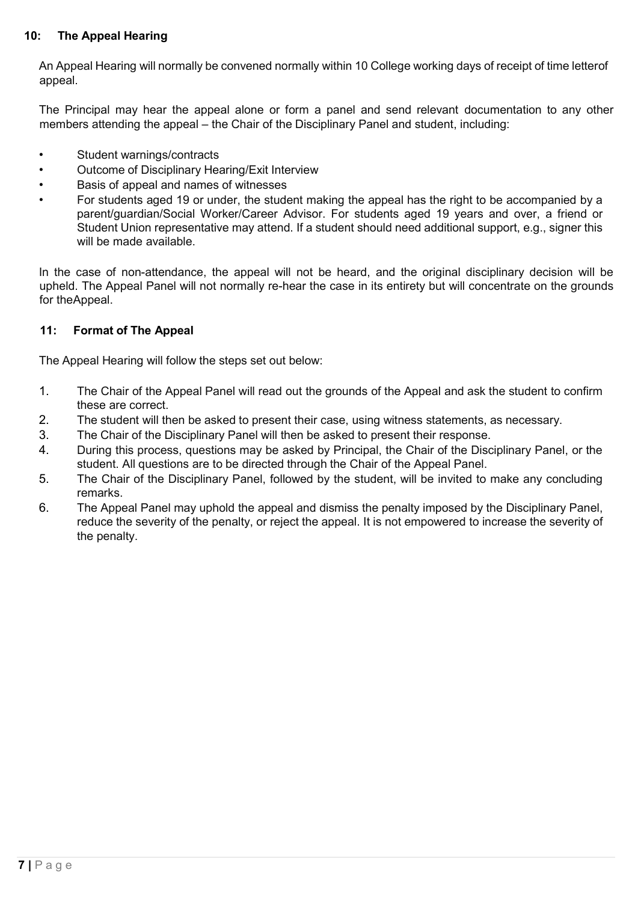## 10: The Appeal Hearing

An Appeal Hearing will normally be convened normally within 10 College working days of receipt of time letterof appeal.

The Principal may hear the appeal alone or form a panel and send relevant documentation to any other members attending the appeal – the Chair of the Disciplinary Panel and student, including:

- Student warnings/contracts
- Outcome of Disciplinary Hearing/Exit Interview
- Basis of appeal and names of witnesses
- For students aged 19 or under, the student making the appeal has the right to be accompanied by a parent/guardian/Social Worker/Career Advisor. For students aged 19 years and over, a friend or Student Union representative may attend. If a student should need additional support, e.g., signer this will be made available.

In the case of non-attendance, the appeal will not be heard, and the original disciplinary decision will be upheld. The Appeal Panel will not normally re-hear the case in its entirety but will concentrate on the grounds for theAppeal.

## 11: Format of The Appeal

The Appeal Hearing will follow the steps set out below:

1. The Chair of the Appeal Panel will read out the grounds of the Appeal and ask the student to confirm these are correct.
2. The student will then be asked to present their case, using witness statements, as necessary.
3. The Chair of the Disciplinary Panel will then be asked to present their response.
4. During this process, questions may be asked by Principal, the Chair of the Disciplinary Panel, or the student. All questions are to be directed through the Chair of the Appeal Panel.
5. The Chair of the Disciplinary Panel, followed by the student, will be invited to make any concluding remarks.
6. The Appeal Panel may uphold the appeal and dismiss the penalty imposed by the Disciplinary Panel, reduce the severity of the penalty, or reject the appeal. It is not empowered to increase the severity of the penalty.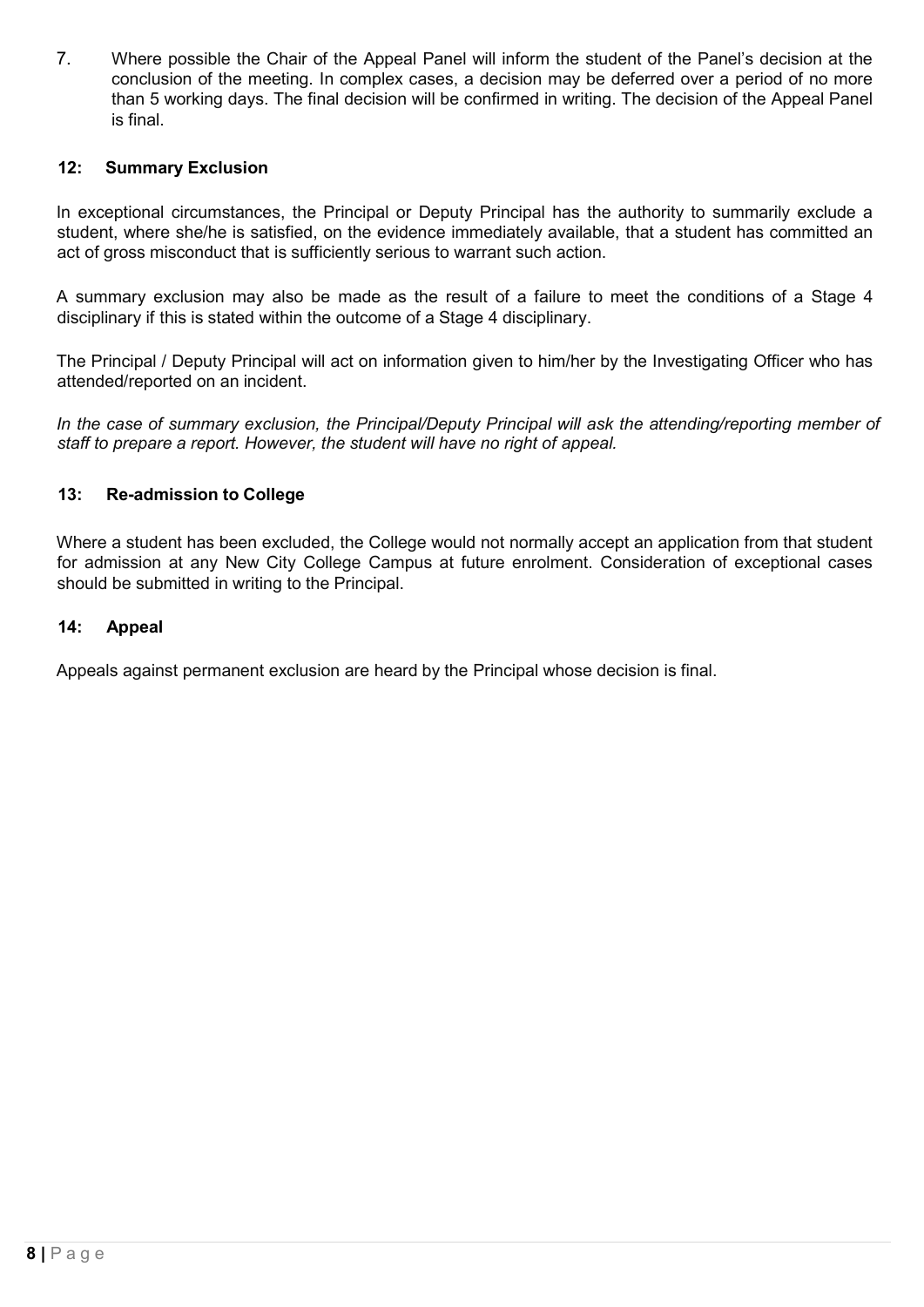7. Where possible the Chair of the Appeal Panel will inform the student of the Panel's decision at the conclusion of the meeting. In complex cases, a decision may be deferred over a period of no more than 5 working days. The final decision will be confirmed in writing. The decision of the Appeal Panel is final.

### 12: Summary Exclusion

In exceptional circumstances, the Principal or Deputy Principal has the authority to summarily exclude a student, where she/he is satisfied, on the evidence immediately available, that a student has committed an act of gross misconduct that is sufficiently serious to warrant such action.

A summary exclusion may also be made as the result of a failure to meet the conditions of a Stage 4 disciplinary if this is stated within the outcome of a Stage 4 disciplinary.

The Principal / Deputy Principal will act on information given to him/her by the Investigating Officer who has attended/reported on an incident.

*In the case of summary exclusion, the Principal/Deputy Principal will ask the attending/reporting member of staff to prepare a report. However, the student will have no right of appeal.*

### 13: Re-admission to College

Where a student has been excluded, the College would not normally accept an application from that student for admission at any New City College Campus at future enrolment. Consideration of exceptional cases should be submitted in writing to the Principal.

### 14: Appeal

Appeals against permanent exclusion are heard by the Principal whose decision is final.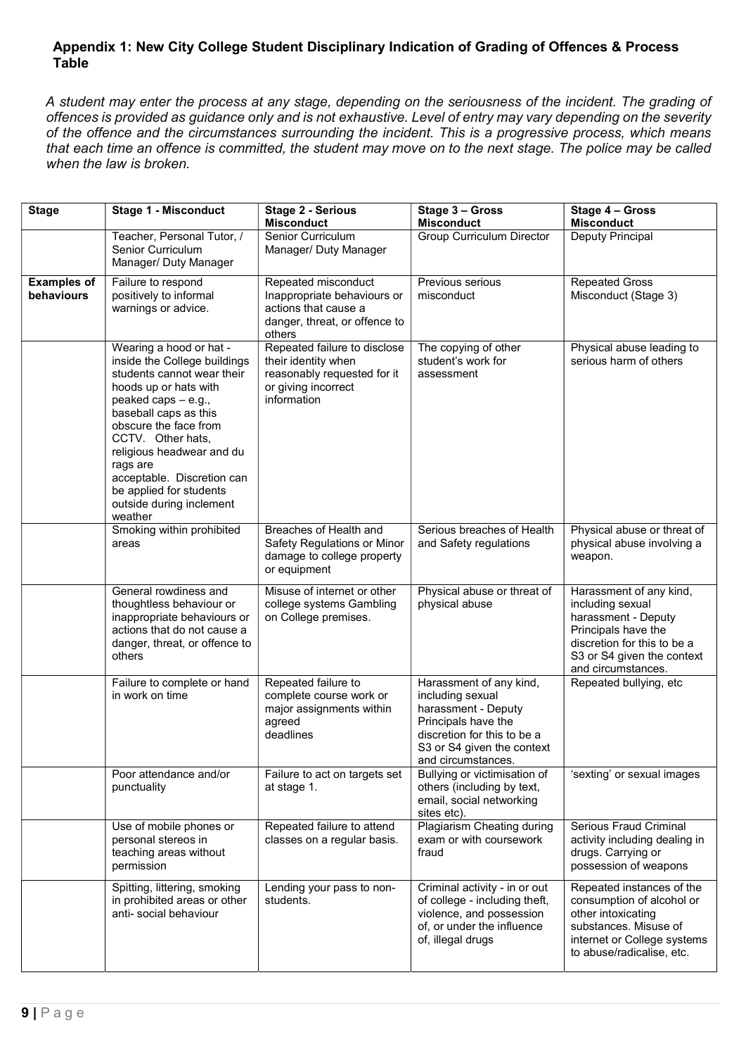## Appendix 1: New City College Student Disciplinary Indication of Grading of Offences & Process Table

*A student may enter the process at any stage, depending on the seriousness of the incident. The grading of offences is provided as guidance only and is not exhaustive. Level of entry may vary depending on the severity of the offence and the circumstances surrounding the incident. This is a progressive process, which means that each time an offence is committed, the student may move on to the next stage. The police may be called when the law is broken.*

| Stage | Stage 1 - Misconduct | Stage 2 - Serious Misconduct | Stage 3 – Gross Misconduct | Stage 4 – Gross Misconduct |
|---|---|---|---|---|
| | Teacher, Personal Tutor, / Senior Curriculum Manager/ Duty Manager | Senior Curriculum Manager/ Duty Manager | Group Curriculum Director | Deputy Principal |
| **Examples of behaviours** | Failure to respond positively to informal warnings or advice. | Repeated misconduct Inappropriate behaviours or actions that cause a danger, threat, or offence to others | Previous serious misconduct | Repeated Gross Misconduct (Stage 3) |
| | Wearing a hood or hat - inside the College buildings students cannot wear their hoods up or hats with peaked caps – e.g., baseball caps as this obscure the face from CCTV. Other hats, religious headwear and du rags are acceptable. Discretion can be applied for students outside during inclement weather | Repeated failure to disclose their identity when reasonably requested for it or giving incorrect information | The copying of other student's work for assessment | Physical abuse leading to serious harm of others |
| | Smoking within prohibited areas | Breaches of Health and Safety Regulations or Minor damage to college property or equipment | Serious breaches of Health and Safety regulations | Physical abuse or threat of physical abuse involving a weapon. |
| | General rowdiness and thoughtless behaviour or inappropriate behaviours or actions that do not cause a danger, threat, or offence to others | Misuse of internet or other college systems Gambling on College premises. | Physical abuse or threat of physical abuse | Harassment of any kind, including sexual harassment - Deputy Principals have the discretion for this to be a S3 or S4 given the context and circumstances. |
| | Failure to complete or hand in work on time | Repeated failure to complete course work or major assignments within agreed deadlines | Harassment of any kind, including sexual harassment - Deputy Principals have the discretion for this to be a S3 or S4 given the context and circumstances. | Repeated bullying, etc |
| | Poor attendance and/or punctuality | Failure to act on targets set at stage 1. | Bullying or victimisation of others (including by text, email, social networking sites etc). | 'sexting' or sexual images |
| | Use of mobile phones or personal stereos in teaching areas without permission | Repeated failure to attend classes on a regular basis. | Plagiarism Cheating during exam or with coursework fraud | Serious Fraud Criminal activity including dealing in drugs. Carrying or possession of weapons |
| | Spitting, littering, smoking in prohibited areas or other anti- social behaviour | Lending your pass to non-students. | Criminal activity - in or out of college - including theft, violence, and possession of, or under the influence of, illegal drugs | Repeated instances of the consumption of alcohol or other intoxicating substances. Misuse of internet or College systems to abuse/radicalise, etc. |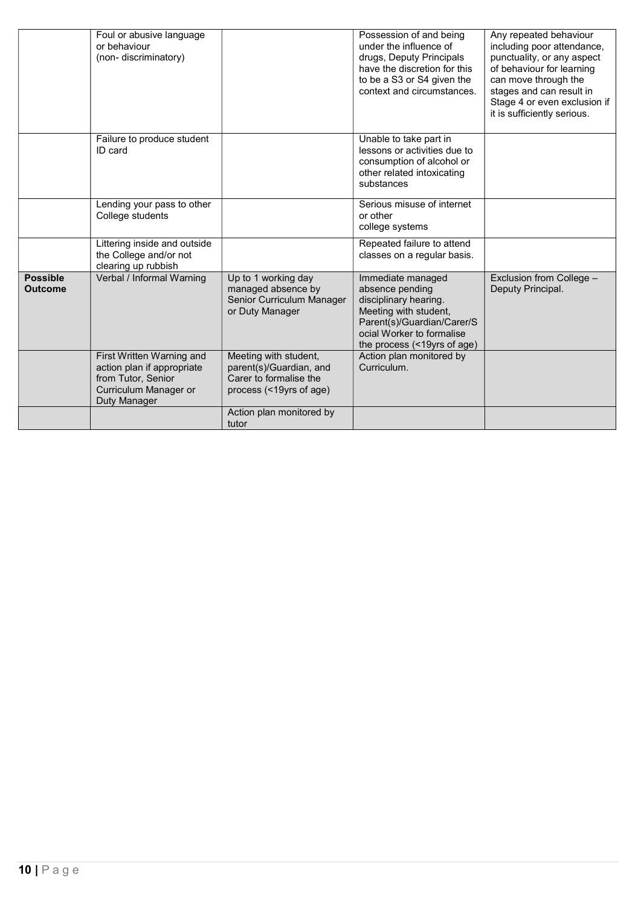| | | | | |
|---|---|---|---|---|
| | Foul or abusive language or behaviour (non- discriminatory) | | Possession of and being under the influence of drugs, Deputy Principals have the discretion for this to be a S3 or S4 given the context and circumstances. | Any repeated behaviour including poor attendance, punctuality, or any aspect of behaviour for learning can move through the stages and can result in Stage 4 or even exclusion if it is sufficiently serious. |
| | Failure to produce student ID card | | Unable to take part in lessons or activities due to consumption of alcohol or other related intoxicating substances | |
| | Lending your pass to other College students | | Serious misuse of internet or other college systems | |
| | Littering inside and outside the College and/or not clearing up rubbish | | Repeated failure to attend classes on a regular basis. | |
| **Possible Outcome** | Verbal / Informal Warning | Up to 1 working day managed absence by Senior Curriculum Manager or Duty Manager | Immediate managed absence pending disciplinary hearing. Meeting with student, Parent(s)/Guardian/Carer/Social Worker to formalise the process (<19yrs of age) | Exclusion from College – Deputy Principal. |
| | First Written Warning and action plan if appropriate from Tutor, Senior Curriculum Manager or Duty Manager | Meeting with student, parent(s)/Guardian, and Carer to formalise the process (<19yrs of age) | Action plan monitored by Curriculum. | |
| | | Action plan monitored by tutor | | |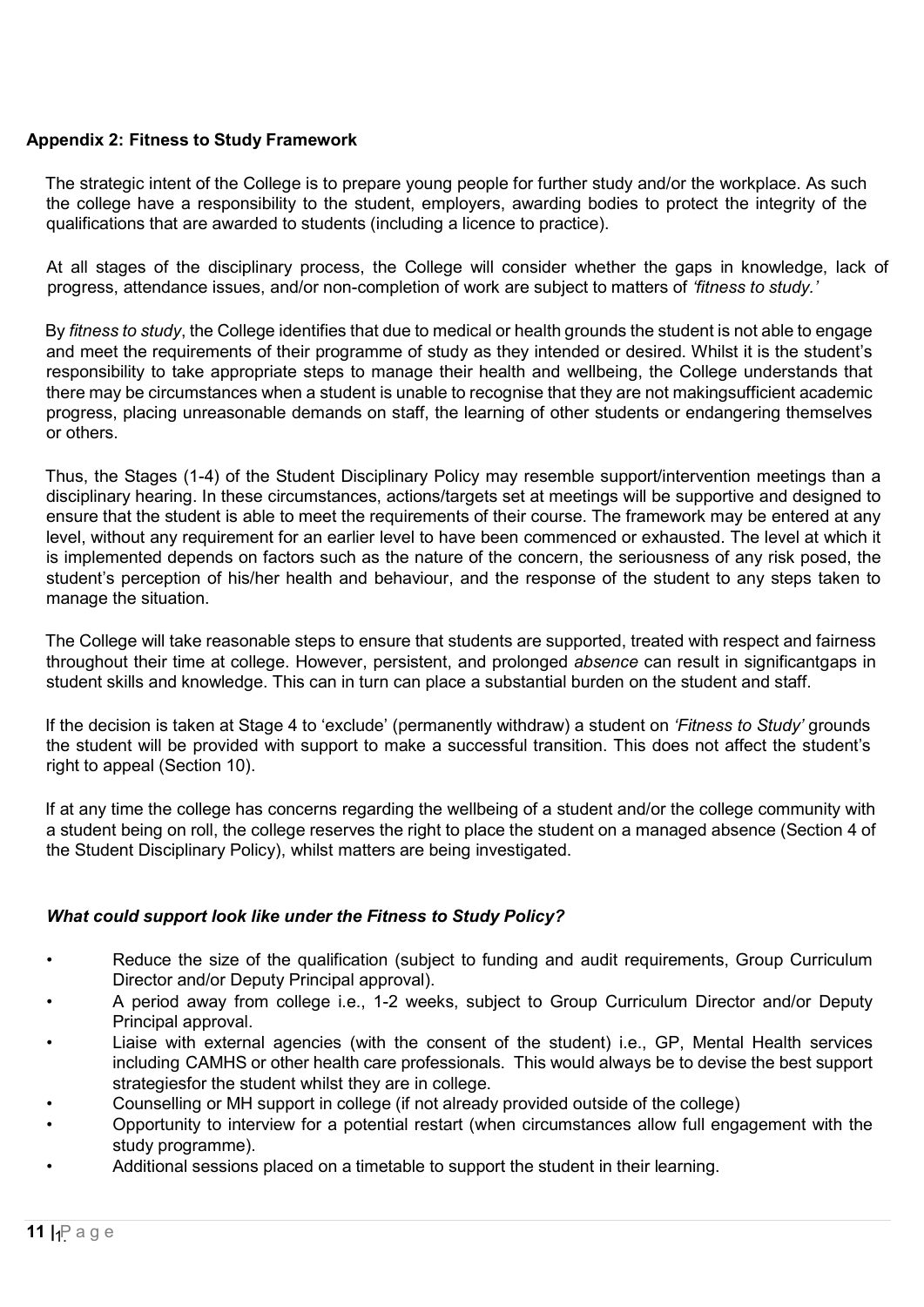**Appendix 2: Fitness to Study Framework**

The strategic intent of the College is to prepare young people for further study and/or the workplace. As such the college have a responsibility to the student, employers, awarding bodies to protect the integrity of the qualifications that are awarded to students (including a licence to practice).

At all stages of the disciplinary process, the College will consider whether the gaps in knowledge, lack of progress, attendance issues, and/or non-completion of work are subject to matters of *'fitness to study.'*

By *fitness to study*, the College identifies that due to medical or health grounds the student is not able to engage and meet the requirements of their programme of study as they intended or desired. Whilst it is the student's responsibility to take appropriate steps to manage their health and wellbeing, the College understands that there may be circumstances when a student is unable to recognise that they are not makingsufficient academic progress, placing unreasonable demands on staff, the learning of other students or endangering themselves or others.

Thus, the Stages (1-4) of the Student Disciplinary Policy may resemble support/intervention meetings than a disciplinary hearing. In these circumstances, actions/targets set at meetings will be supportive and designed to ensure that the student is able to meet the requirements of their course. The framework may be entered at any level, without any requirement for an earlier level to have been commenced or exhausted. The level at which it is implemented depends on factors such as the nature of the concern, the seriousness of any risk posed, the student's perception of his/her health and behaviour, and the response of the student to any steps taken to manage the situation.

The College will take reasonable steps to ensure that students are supported, treated with respect and fairness throughout their time at college. However, persistent, and prolonged *absence* can result in significantgaps in student skills and knowledge. This can in turn can place a substantial burden on the student and staff.

If the decision is taken at Stage 4 to 'exclude' (permanently withdraw) a student on *'Fitness to Study'* grounds the student will be provided with support to make a successful transition. This does not affect the student's right to appeal (Section 10).

If at any time the college has concerns regarding the wellbeing of a student and/or the college community with a student being on roll, the college reserves the right to place the student on a managed absence (Section 4 of the Student Disciplinary Policy), whilst matters are being investigated.

***What could support look like under the Fitness to Study Policy?***

- Reduce the size of the qualification (subject to funding and audit requirements, Group Curriculum Director and/or Deputy Principal approval).
- A period away from college i.e., 1-2 weeks, subject to Group Curriculum Director and/or Deputy Principal approval.
- Liaise with external agencies (with the consent of the student) i.e., GP, Mental Health services including CAMHS or other health care professionals. This would always be to devise the best support strategiesfor the student whilst they are in college.
- Counselling or MH support in college (if not already provided outside of the college)
- Opportunity to interview for a potential restart (when circumstances allow full engagement with the study programme).
- Additional sessions placed on a timetable to support the student in their learning.